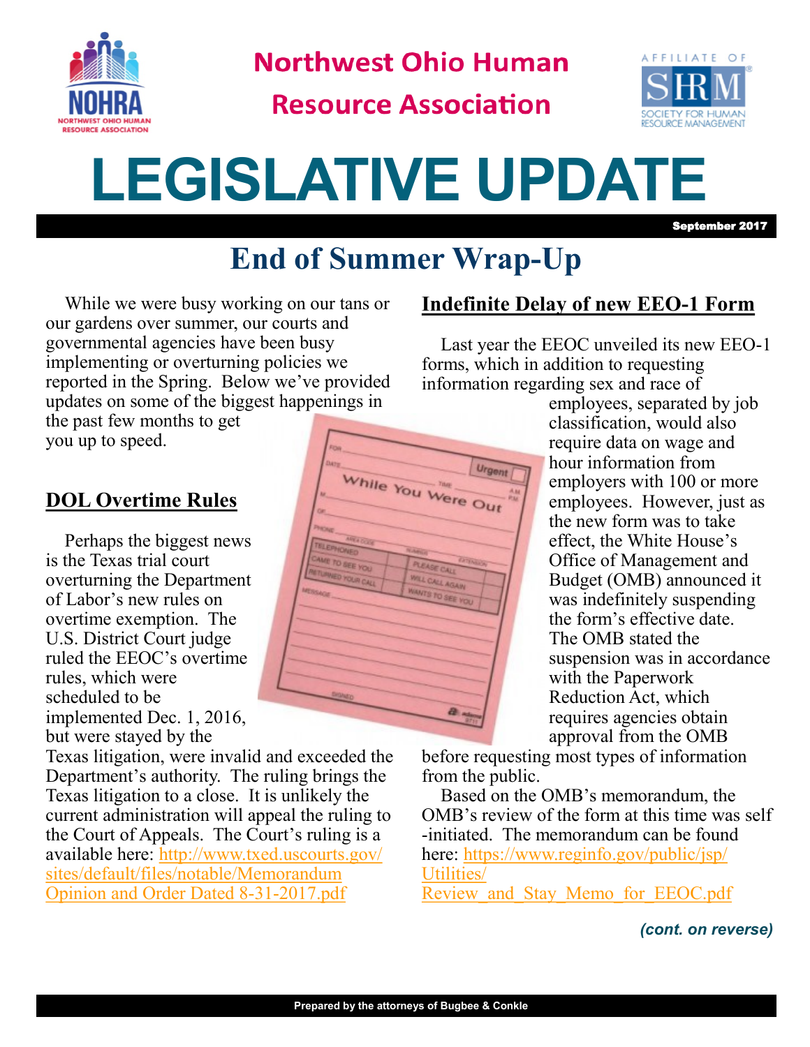# Northwest Ohio Human Resource Association

# LEGISLATIVE UPDATE

**September 2017**

## End of Summer Wrap-Up

While we were busy working on our tans or our gardens over summer, our courts and governmental agencies have been busy implementing or overturning policies we reported in the Spring. Below we've provided updates on some of the biggest happenings in the past few months to get you up to speed.

### DOL Overtime Rules

Perhaps the biggest news is the Texas trial court overturning the Department of Labor's new rules on overtime exemption. The U.S. District Court judge ruled the EEOC's overtime rules, which were scheduled to be implemented Dec. 1, 2016, but were stayed by the Texas litigation, were invalid and exceeded the Department's authority. The ruling brings the Texas litigation to a close. It is unlikely the current administration will appeal the ruling to the Court of Appeals. The Court's ruling is a available here: http://www.txed.uscourts.gov/sites/default/files/notable/Memorandum Opinion and Order Dated 8-31-2017.pdf

### Indefinite Delay of new EEO-1 Form

Last year the EEOC unveiled its new EEO-1 forms, which in addition to requesting information regarding sex and race of employees, separated by job classification, would also require data on wage and hour information from employers with 100 or more employees. However, just as the new form was to take effect, the White House's Office of Management and Budget (OMB) announced it was indefinitely suspending the form's effective date. The OMB stated the suspension was in accordance with the Paperwork Reduction Act, which requires agencies obtain approval from the OMB before requesting most types of information from the public.

Based on the OMB's memorandum, the OMB's review of the form at this time was self-initiated. The memorandum can be found here: https://www.reginfo.gov/public/jsp/Utilities/Review_and_Stay_Memo_for_EEOC.pdf

***(cont. on reverse)***

Prepared by the attorneys of Bugbee & Conkle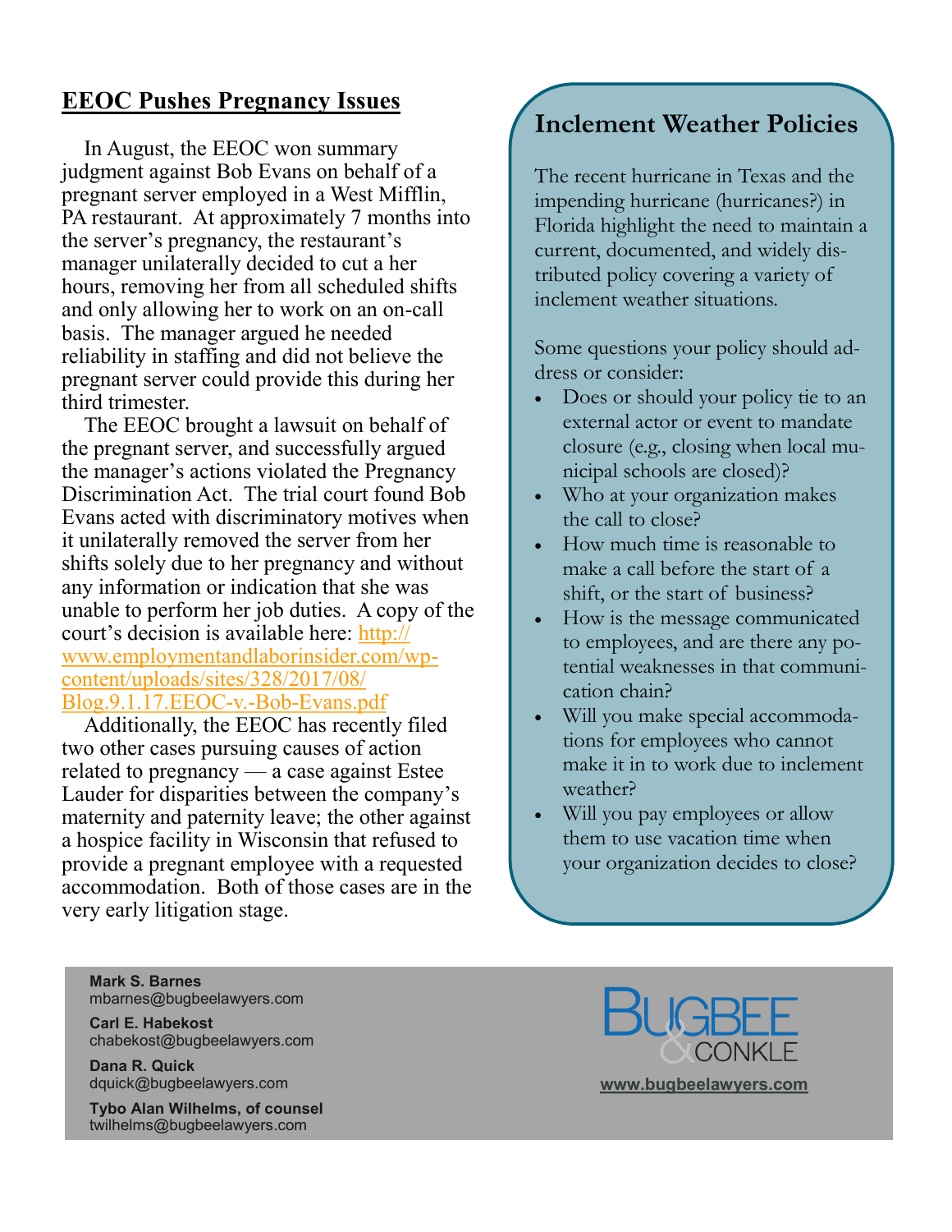## EEOC Pushes Pregnancy Issues

In August, the EEOC won summary judgment against Bob Evans on behalf of a pregnant server employed in a West Mifflin, PA restaurant. At approximately 7 months into the server's pregnancy, the restaurant's manager unilaterally decided to cut a her hours, removing her from all scheduled shifts and only allowing her to work on an on-call basis. The manager argued he needed reliability in staffing and did not believe the pregnant server could provide this during her third trimester.

The EEOC brought a lawsuit on behalf of the pregnant server, and successfully argued the manager's actions violated the Pregnancy Discrimination Act. The trial court found Bob Evans acted with discriminatory motives when it unilaterally removed the server from her shifts solely due to her pregnancy and without any information or indication that she was unable to perform her job duties. A copy of the court's decision is available here: http://www.employmentandlaborinsider.com/wp-content/uploads/sites/328/2017/08/Blog.9.1.17.EEOC-v.-Bob-Evans.pdf

Additionally, the EEOC has recently filed two other cases pursuing causes of action related to pregnancy — a case against Estee Lauder for disparities between the company's maternity and paternity leave; the other against a hospice facility in Wisconsin that refused to provide a pregnant employee with a requested accommodation. Both of those cases are in the very early litigation stage.

## Inclement Weather Policies

The recent hurricane in Texas and the impending hurricane (hurricanes?) in Florida highlight the need to maintain a current, documented, and widely distributed policy covering a variety of inclement weather situations.

Some questions your policy should address or consider:

- Does or should your policy tie to an external actor or event to mandate closure (e.g., closing when local municipal schools are closed)?
- Who at your organization makes the call to close?
- How much time is reasonable to make a call before the start of a shift, or the start of business?
- How is the message communicated to employees, and are there any potential weaknesses in that communication chain?
- Will you make special accommodations for employees who cannot make it in to work due to inclement weather?
- Will you pay employees or allow them to use vacation time when your organization decides to close?

**Mark S. Barnes**
mbarnes@bugbeelawyers.com

**Carl E. Habekost**
chabekost@bugbeelawyers.com

**Dana R. Quick**
dquick@bugbeelawyers.com

**Tybo Alan Wilhelms, of counsel**
twilhelms@bugbeelawyers.com

BUGBEE & CONKLE

www.bugbeelawyers.com